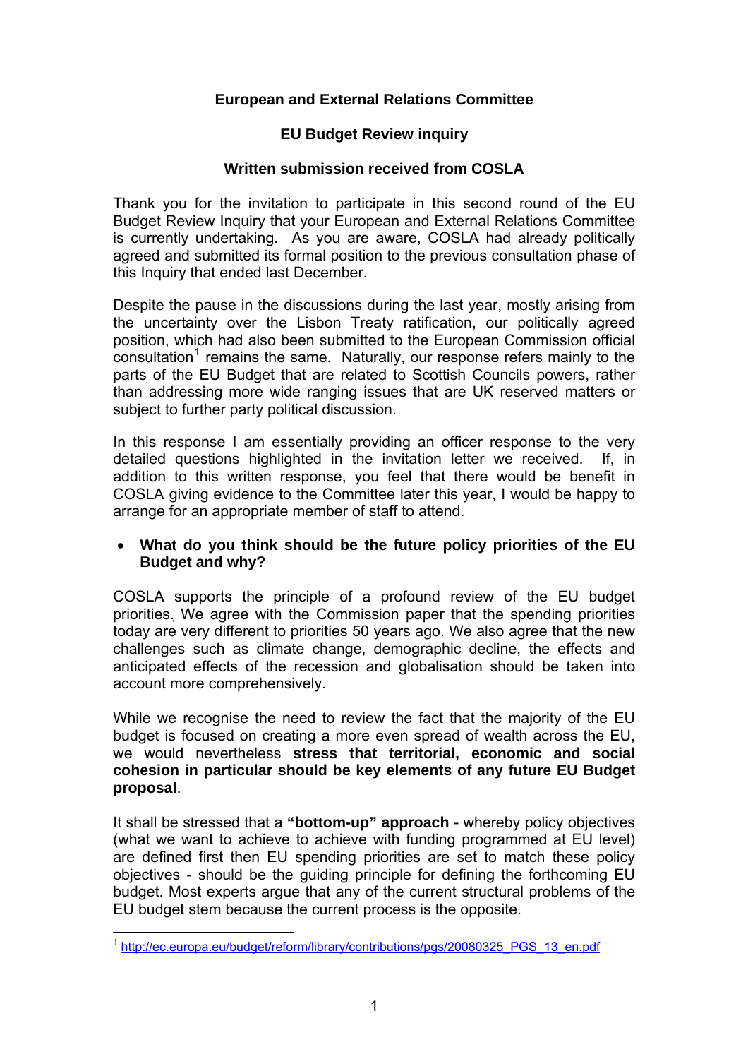**European and External Relations Committee**

**EU Budget Review inquiry**

**Written submission received from COSLA**

Thank you for the invitation to participate in this second round of the EU Budget Review Inquiry that your European and External Relations Committee is currently undertaking. As you are aware, COSLA had already politically agreed and submitted its formal position to the previous consultation phase of this Inquiry that ended last December.

Despite the pause in the discussions during the last year, mostly arising from the uncertainty over the Lisbon Treaty ratification, our politically agreed position, which had also been submitted to the European Commission official consultation[1] remains the same. Naturally, our response refers mainly to the parts of the EU Budget that are related to Scottish Councils powers, rather than addressing more wide ranging issues that are UK reserved matters or subject to further party political discussion.

In this response I am essentially providing an officer response to the very detailed questions highlighted in the invitation letter we received. If, in addition to this written response, you feel that there would be benefit in COSLA giving evidence to the Committee later this year, I would be happy to arrange for an appropriate member of staff to attend.

- **What do you think should be the future policy priorities of the EU Budget and why?**

COSLA supports the principle of a profound review of the EU budget priorities. We agree with the Commission paper that the spending priorities today are very different to priorities 50 years ago. We also agree that the new challenges such as climate change, demographic decline, the effects and anticipated effects of the recession and globalisation should be taken into account more comprehensively.

While we recognise the need to review the fact that the majority of the EU budget is focused on creating a more even spread of wealth across the EU, we would nevertheless **stress that territorial, economic and social cohesion in particular should be key elements of any future EU Budget proposal**.

It shall be stressed that a **"bottom-up" approach** - whereby policy objectives (what we want to achieve to achieve with funding programmed at EU level) are defined first then EU spending priorities are set to match these policy objectives - should be the guiding principle for defining the forthcoming EU budget. Most experts argue that any of the current structural problems of the EU budget stem because the current process is the opposite.

---

[1] http://ec.europa.eu/budget/reform/library/contributions/pgs/20080325_PGS_13_en.pdf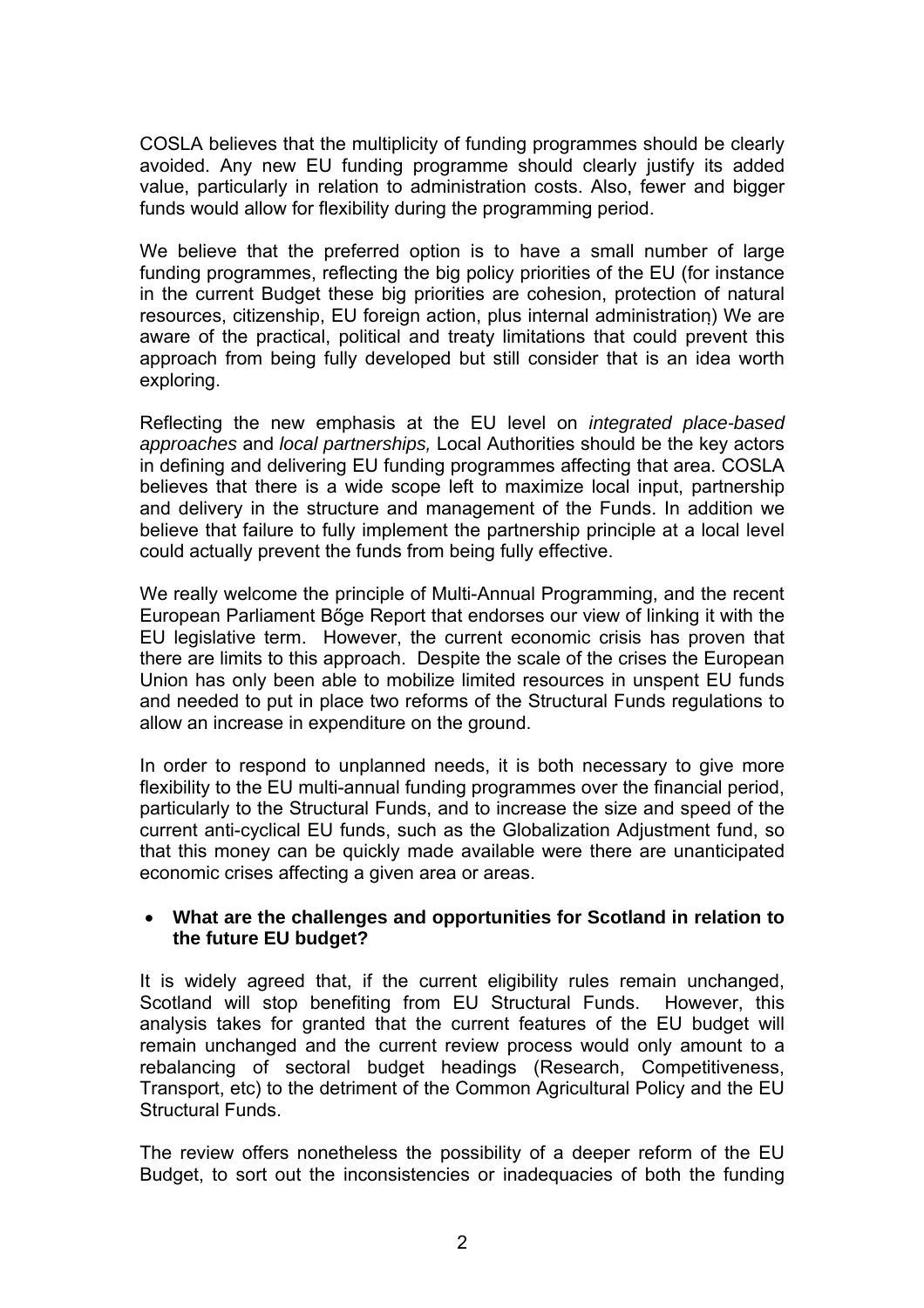COSLA believes that the multiplicity of funding programmes should be clearly avoided. Any new EU funding programme should clearly justify its added value, particularly in relation to administration costs. Also, fewer and bigger funds would allow for flexibility during the programming period.

We believe that the preferred option is to have a small number of large funding programmes, reflecting the big policy priorities of the EU (for instance in the current Budget these big priorities are cohesion, protection of natural resources, citizenship, EU foreign action, plus internal administration) We are aware of the practical, political and treaty limitations that could prevent this approach from being fully developed but still consider that is an idea worth exploring.

Reflecting the new emphasis at the EU level on *integrated place-based approaches* and *local partnerships,* Local Authorities should be the key actors in defining and delivering EU funding programmes affecting that area. COSLA believes that there is a wide scope left to maximize local input, partnership and delivery in the structure and management of the Funds. In addition we believe that failure to fully implement the partnership principle at a local level could actually prevent the funds from being fully effective.

We really welcome the principle of Multi-Annual Programming, and the recent European Parliament Bőge Report that endorses our view of linking it with the EU legislative term. However, the current economic crisis has proven that there are limits to this approach. Despite the scale of the crises the European Union has only been able to mobilize limited resources in unspent EU funds and needed to put in place two reforms of the Structural Funds regulations to allow an increase in expenditure on the ground.

In order to respond to unplanned needs, it is both necessary to give more flexibility to the EU multi-annual funding programmes over the financial period, particularly to the Structural Funds, and to increase the size and speed of the current anti-cyclical EU funds, such as the Globalization Adjustment fund, so that this money can be quickly made available were there are unanticipated economic crises affecting a given area or areas.

- **What are the challenges and opportunities for Scotland in relation to the future EU budget?**

It is widely agreed that, if the current eligibility rules remain unchanged, Scotland will stop benefiting from EU Structural Funds. However, this analysis takes for granted that the current features of the EU budget will remain unchanged and the current review process would only amount to a rebalancing of sectoral budget headings (Research, Competitiveness, Transport, etc) to the detriment of the Common Agricultural Policy and the EU Structural Funds.

The review offers nonetheless the possibility of a deeper reform of the EU Budget, to sort out the inconsistencies or inadequacies of both the funding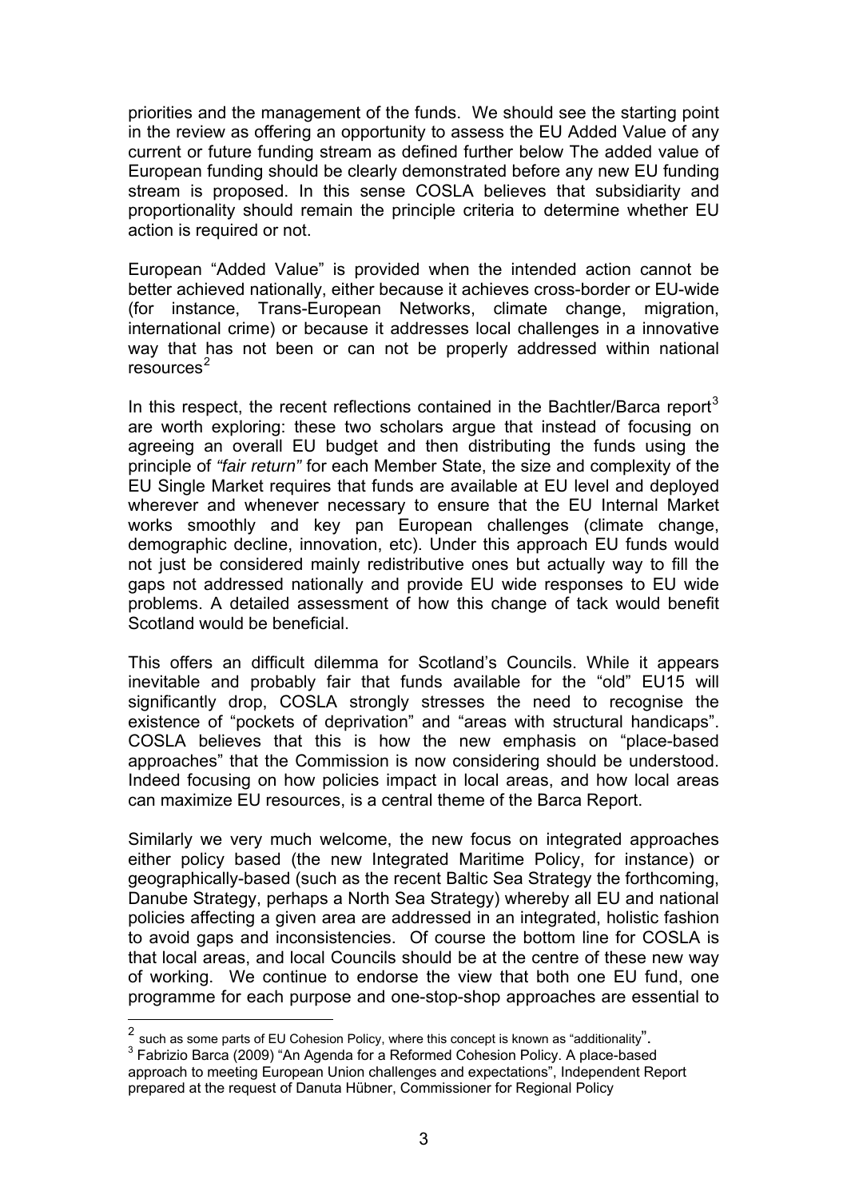priorities and the management of the funds. We should see the starting point in the review as offering an opportunity to assess the EU Added Value of any current or future funding stream as defined further below The added value of European funding should be clearly demonstrated before any new EU funding stream is proposed. In this sense COSLA believes that subsidiarity and proportionality should remain the principle criteria to determine whether EU action is required or not.

European "Added Value" is provided when the intended action cannot be better achieved nationally, either because it achieves cross-border or EU-wide (for instance, Trans-European Networks, climate change, migration, international crime) or because it addresses local challenges in a innovative way that has not been or can not be properly addressed within national resources[2]

In this respect, the recent reflections contained in the Bachtler/Barca report[3] are worth exploring: these two scholars argue that instead of focusing on agreeing an overall EU budget and then distributing the funds using the principle of *"fair return"* for each Member State, the size and complexity of the EU Single Market requires that funds are available at EU level and deployed wherever and whenever necessary to ensure that the EU Internal Market works smoothly and key pan European challenges (climate change, demographic decline, innovation, etc). Under this approach EU funds would not just be considered mainly redistributive ones but actually way to fill the gaps not addressed nationally and provide EU wide responses to EU wide problems. A detailed assessment of how this change of tack would benefit Scotland would be beneficial.

This offers an difficult dilemma for Scotland's Councils. While it appears inevitable and probably fair that funds available for the "old" EU15 will significantly drop, COSLA strongly stresses the need to recognise the existence of "pockets of deprivation" and "areas with structural handicaps". COSLA believes that this is how the new emphasis on "place-based approaches" that the Commission is now considering should be understood. Indeed focusing on how policies impact in local areas, and how local areas can maximize EU resources, is a central theme of the Barca Report.

Similarly we very much welcome, the new focus on integrated approaches either policy based (the new Integrated Maritime Policy, for instance) or geographically-based (such as the recent Baltic Sea Strategy the forthcoming, Danube Strategy, perhaps a North Sea Strategy) whereby all EU and national policies affecting a given area are addressed in an integrated, holistic fashion to avoid gaps and inconsistencies. Of course the bottom line for COSLA is that local areas, and local Councils should be at the centre of these new way of working. We continue to endorse the view that both one EU fund, one programme for each purpose and one-stop-shop approaches are essential to

---

[2] such as some parts of EU Cohesion Policy, where this concept is known as "additionality".

[3] Fabrizio Barca (2009) "An Agenda for a Reformed Cohesion Policy. A place-based approach to meeting European Union challenges and expectations", Independent Report prepared at the request of Danuta Hübner, Commissioner for Regional Policy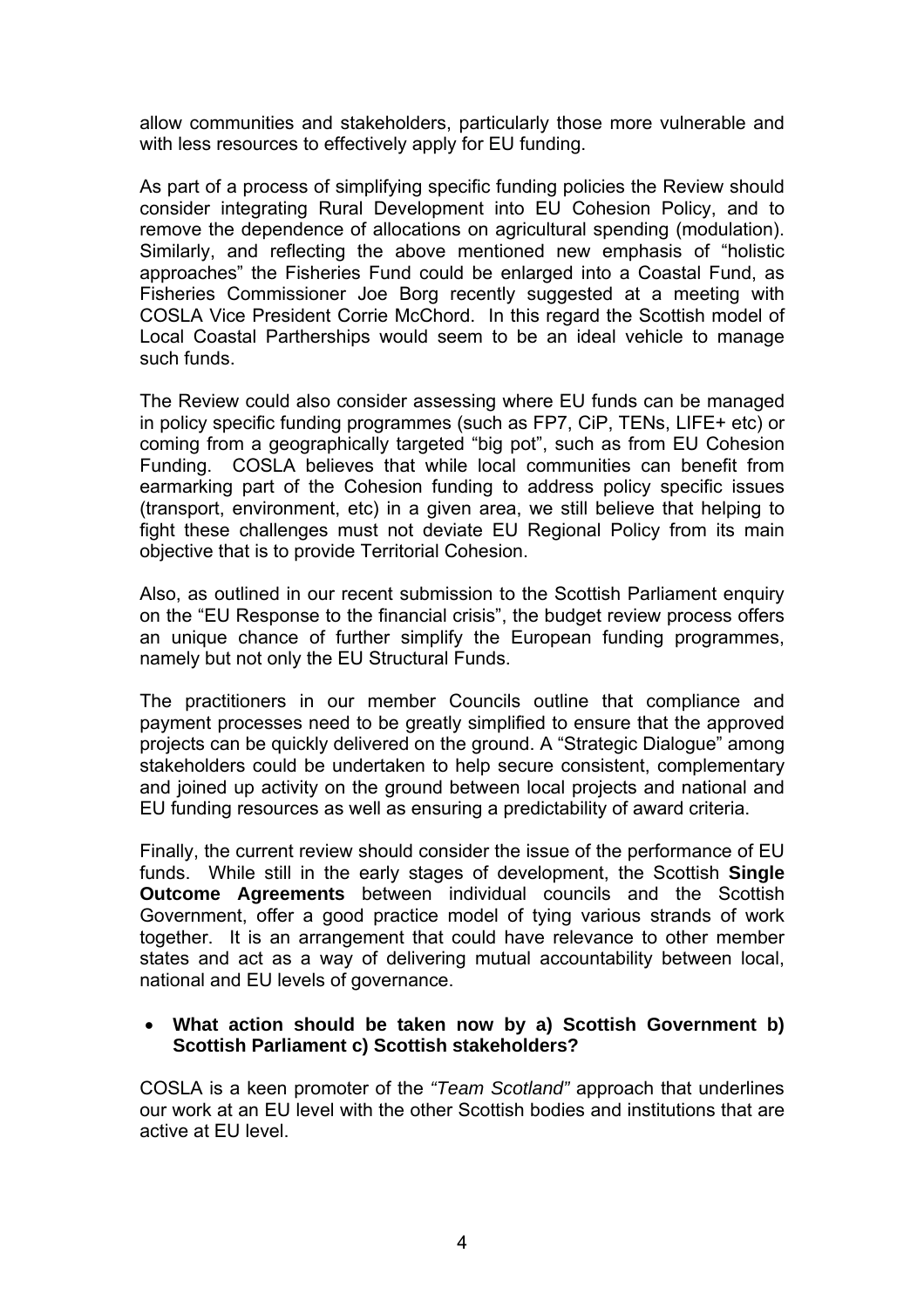allow communities and stakeholders, particularly those more vulnerable and with less resources to effectively apply for EU funding.

As part of a process of simplifying specific funding policies the Review should consider integrating Rural Development into EU Cohesion Policy, and to remove the dependence of allocations on agricultural spending (modulation). Similarly, and reflecting the above mentioned new emphasis of "holistic approaches" the Fisheries Fund could be enlarged into a Coastal Fund, as Fisheries Commissioner Joe Borg recently suggested at a meeting with COSLA Vice President Corrie McChord. In this regard the Scottish model of Local Coastal Partherships would seem to be an ideal vehicle to manage such funds.

The Review could also consider assessing where EU funds can be managed in policy specific funding programmes (such as FP7, CiP, TENs, LIFE+ etc) or coming from a geographically targeted "big pot", such as from EU Cohesion Funding. COSLA believes that while local communities can benefit from earmarking part of the Cohesion funding to address policy specific issues (transport, environment, etc) in a given area, we still believe that helping to fight these challenges must not deviate EU Regional Policy from its main objective that is to provide Territorial Cohesion.

Also, as outlined in our recent submission to the Scottish Parliament enquiry on the "EU Response to the financial crisis", the budget review process offers an unique chance of further simplify the European funding programmes, namely but not only the EU Structural Funds.

The practitioners in our member Councils outline that compliance and payment processes need to be greatly simplified to ensure that the approved projects can be quickly delivered on the ground. A "Strategic Dialogue" among stakeholders could be undertaken to help secure consistent, complementary and joined up activity on the ground between local projects and national and EU funding resources as well as ensuring a predictability of award criteria.

Finally, the current review should consider the issue of the performance of EU funds. While still in the early stages of development, the Scottish **Single Outcome Agreements** between individual councils and the Scottish Government, offer a good practice model of tying various strands of work together. It is an arrangement that could have relevance to other member states and act as a way of delivering mutual accountability between local, national and EU levels of governance.

- **What action should be taken now by a) Scottish Government b) Scottish Parliament c) Scottish stakeholders?**

COSLA is a keen promoter of the *"Team Scotland"* approach that underlines our work at an EU level with the other Scottish bodies and institutions that are active at EU level.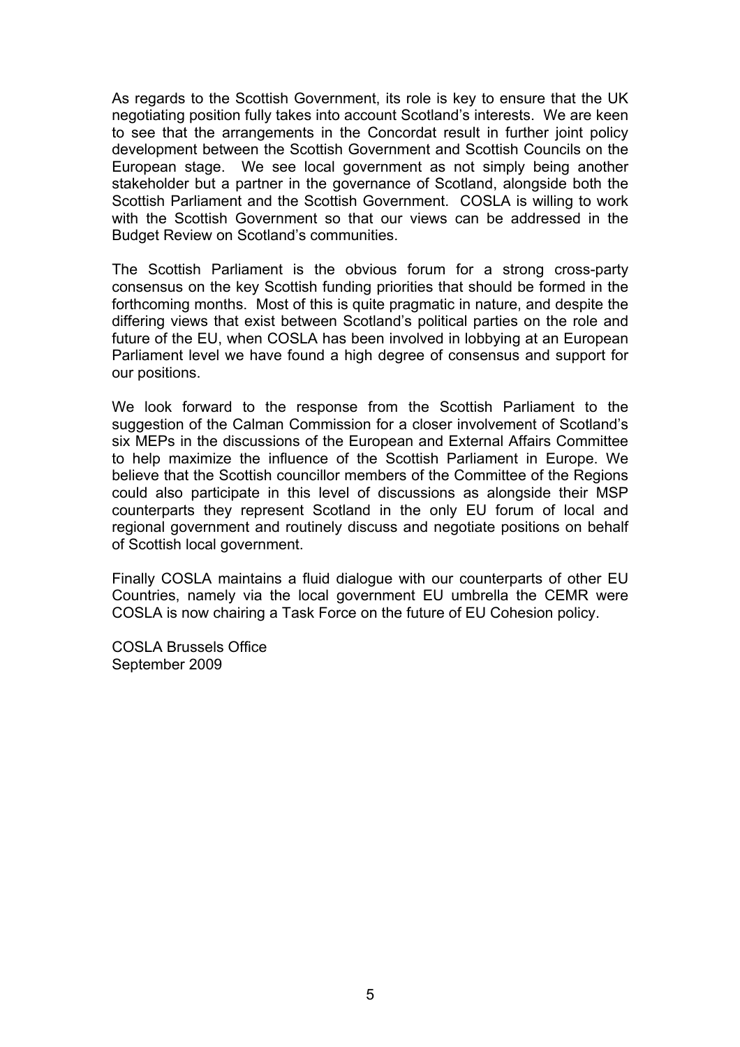As regards to the Scottish Government, its role is key to ensure that the UK negotiating position fully takes into account Scotland's interests. We are keen to see that the arrangements in the Concordat result in further joint policy development between the Scottish Government and Scottish Councils on the European stage. We see local government as not simply being another stakeholder but a partner in the governance of Scotland, alongside both the Scottish Parliament and the Scottish Government. COSLA is willing to work with the Scottish Government so that our views can be addressed in the Budget Review on Scotland's communities.

The Scottish Parliament is the obvious forum for a strong cross-party consensus on the key Scottish funding priorities that should be formed in the forthcoming months. Most of this is quite pragmatic in nature, and despite the differing views that exist between Scotland's political parties on the role and future of the EU, when COSLA has been involved in lobbying at an European Parliament level we have found a high degree of consensus and support for our positions.

We look forward to the response from the Scottish Parliament to the suggestion of the Calman Commission for a closer involvement of Scotland's six MEPs in the discussions of the European and External Affairs Committee to help maximize the influence of the Scottish Parliament in Europe. We believe that the Scottish councillor members of the Committee of the Regions could also participate in this level of discussions as alongside their MSP counterparts they represent Scotland in the only EU forum of local and regional government and routinely discuss and negotiate positions on behalf of Scottish local government.

Finally COSLA maintains a fluid dialogue with our counterparts of other EU Countries, namely via the local government EU umbrella the CEMR were COSLA is now chairing a Task Force on the future of EU Cohesion policy.

COSLA Brussels Office
September 2009